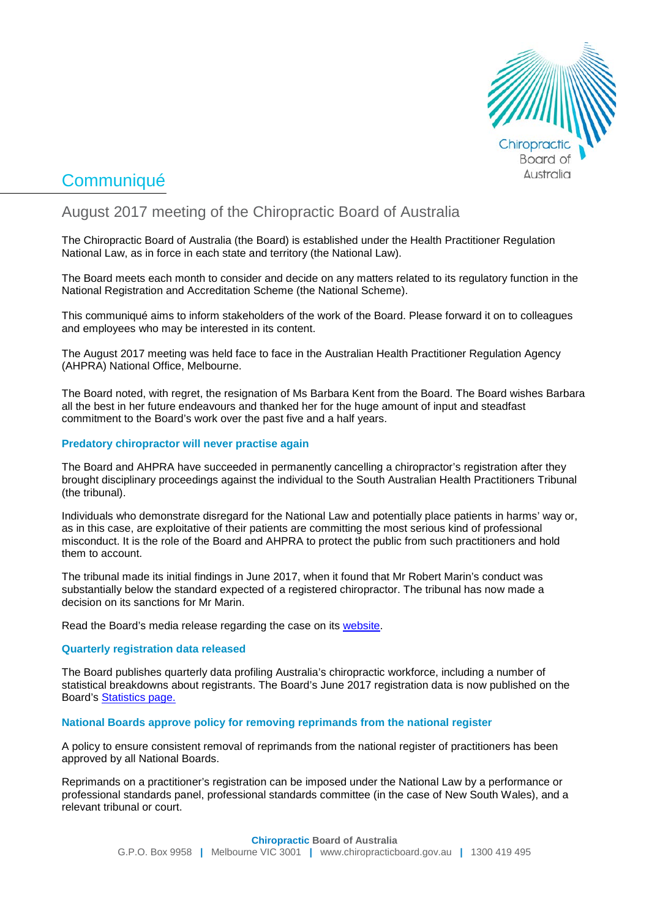# Communiqué

## August 2017 meeting of the Chiropractic Board of Australia

The Chiropractic Board of Australia (the Board) is established under the Health Practitioner Regulation National Law, as in force in each state and territory (the National Law).

The Board meets each month to consider and decide on any matters related to its regulatory function in the National Registration and Accreditation Scheme (the National Scheme).

This communiqué aims to inform stakeholders of the work of the Board. Please forward it on to colleagues and employees who may be interested in its content.

The August 2017 meeting was held face to face in the Australian Health Practitioner Regulation Agency (AHPRA) National Office, Melbourne.

The Board noted, with regret, the resignation of Ms Barbara Kent from the Board. The Board wishes Barbara all the best in her future endeavours and thanked her for the huge amount of input and steadfast commitment to the Board's work over the past five and a half years.

### Predatory chiropractor will never practise again

The Board and AHPRA have succeeded in permanently cancelling a chiropractor's registration after they brought disciplinary proceedings against the individual to the South Australian Health Practitioners Tribunal (the tribunal).

Individuals who demonstrate disregard for the National Law and potentially place patients in harms' way or, as in this case, are exploitative of their patients are committing the most serious kind of professional misconduct. It is the role of the Board and AHPRA to protect the public from such practitioners and hold them to account.

The tribunal made its initial findings in June 2017, when it found that Mr Robert Marin's conduct was substantially below the standard expected of a registered chiropractor. The tribunal has now made a decision on its sanctions for Mr Marin.

Read the Board's media release regarding the case on its website.

### Quarterly registration data released

The Board publishes quarterly data profiling Australia's chiropractic workforce, including a number of statistical breakdowns about registrants. The Board's June 2017 registration data is now published on the Board's Statistics page.

### National Boards approve policy for removing reprimands from the national register

A policy to ensure consistent removal of reprimands from the national register of practitioners has been approved by all National Boards.

Reprimands on a practitioner's registration can be imposed under the National Law by a performance or professional standards panel, professional standards committee (in the case of New South Wales), and a relevant tribunal or court.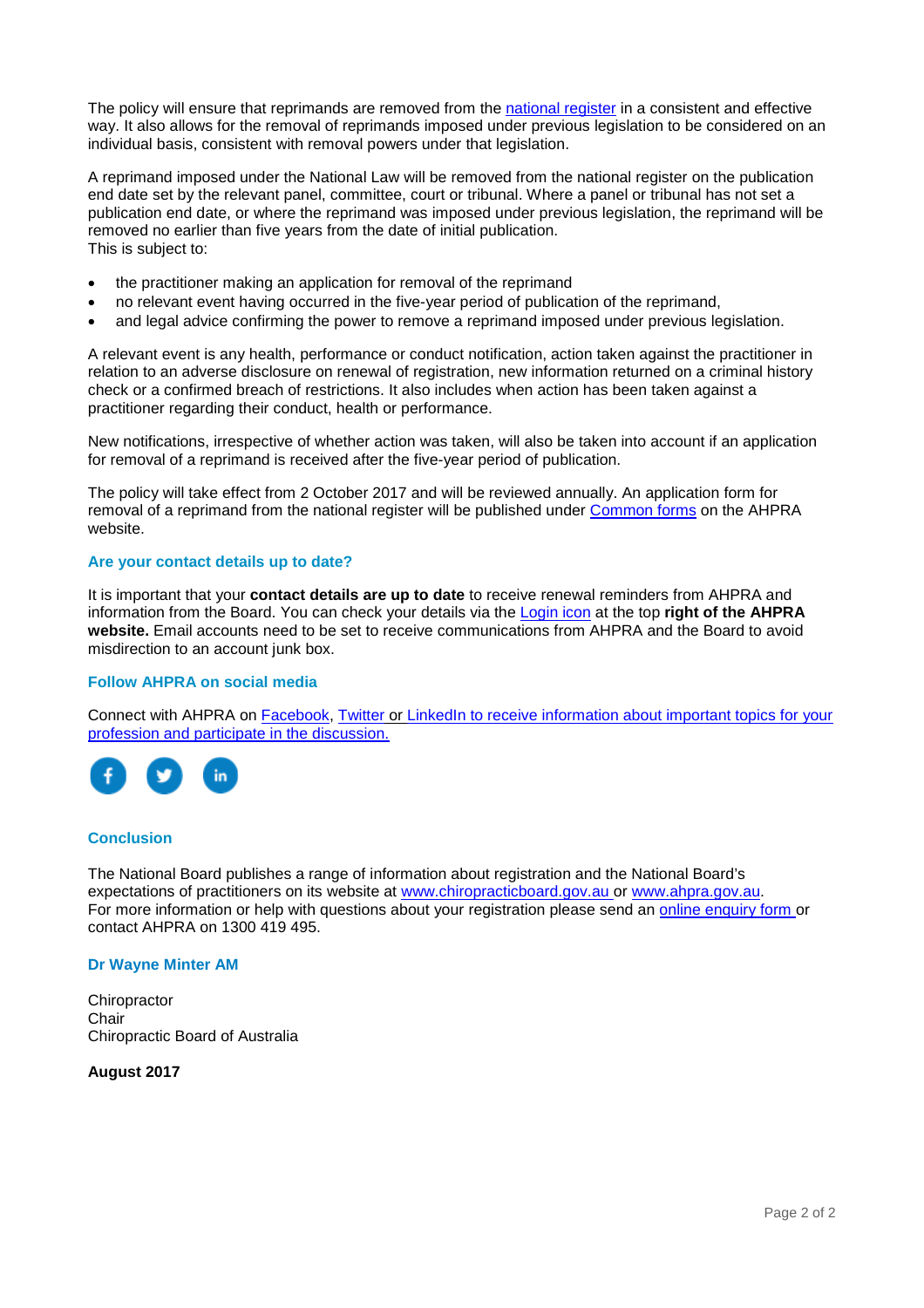The policy will ensure that reprimands are removed from the national register in a consistent and effective way. It also allows for the removal of reprimands imposed under previous legislation to be considered on an individual basis, consistent with removal powers under that legislation.

A reprimand imposed under the National Law will be removed from the national register on the publication end date set by the relevant panel, committee, court or tribunal. Where a panel or tribunal has not set a publication end date, or where the reprimand was imposed under previous legislation, the reprimand will be removed no earlier than five years from the date of initial publication.
This is subject to:

- the practitioner making an application for removal of the reprimand
- no relevant event having occurred in the five-year period of publication of the reprimand,
- and legal advice confirming the power to remove a reprimand imposed under previous legislation.

A relevant event is any health, performance or conduct notification, action taken against the practitioner in relation to an adverse disclosure on renewal of registration, new information returned on a criminal history check or a confirmed breach of restrictions. It also includes when action has been taken against a practitioner regarding their conduct, health or performance.

New notifications, irrespective of whether action was taken, will also be taken into account if an application for removal of a reprimand is received after the five-year period of publication.

The policy will take effect from 2 October 2017 and will be reviewed annually. An application form for removal of a reprimand from the national register will be published under Common forms on the AHPRA website.

### Are your contact details up to date?

It is important that your **contact details are up to date** to receive renewal reminders from AHPRA and information from the Board. You can check your details via the Login icon at the top **right of the AHPRA website.** Email accounts need to be set to receive communications from AHPRA and the Board to avoid misdirection to an account junk box.

### Follow AHPRA on social media

Connect with AHPRA on Facebook, Twitter or LinkedIn to receive information about important topics for your profession and participate in the discussion.

### Conclusion

The National Board publishes a range of information about registration and the National Board's expectations of practitioners on its website at www.chiropracticboard.gov.au or www.ahpra.gov.au.
For more information or help with questions about your registration please send an online enquiry form or contact AHPRA on 1300 419 495.

### Dr Wayne Minter AM

Chiropractor
Chair
Chiropractic Board of Australia

**August 2017**